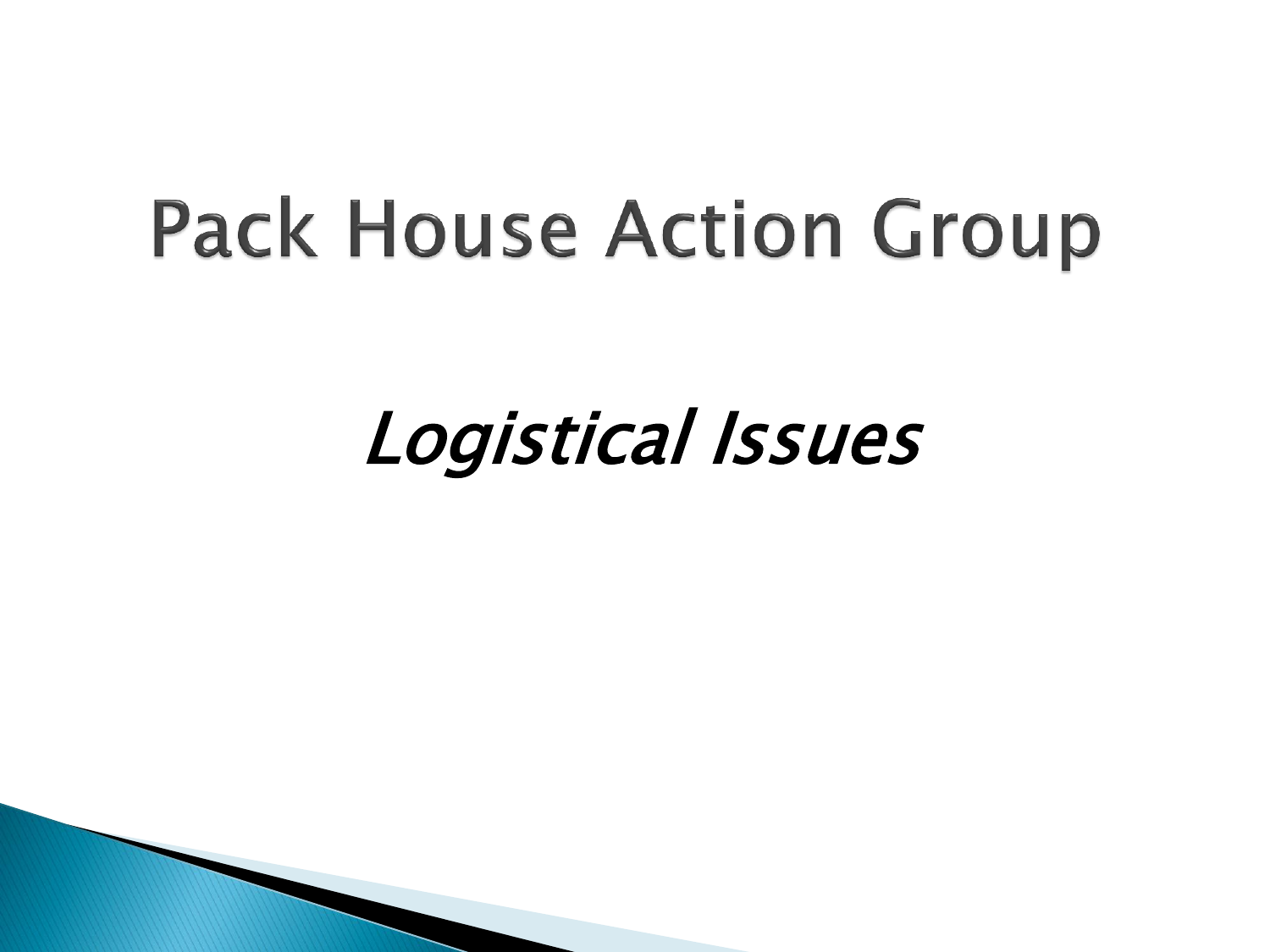# Pack House Action Group

## *Logistical Issues*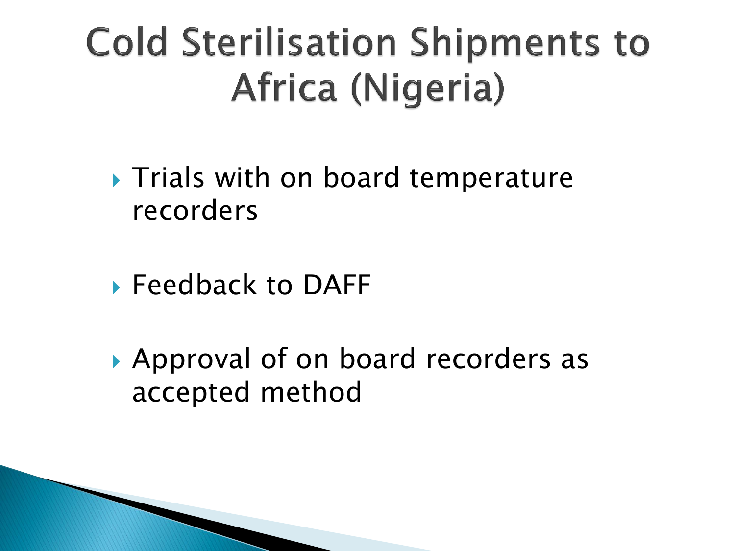# Cold Sterilisation Shipments to Africa (Nigeria)

- Trials with on board temperature recorders
- Feedback to DAFF
- Approval of on board recorders as accepted method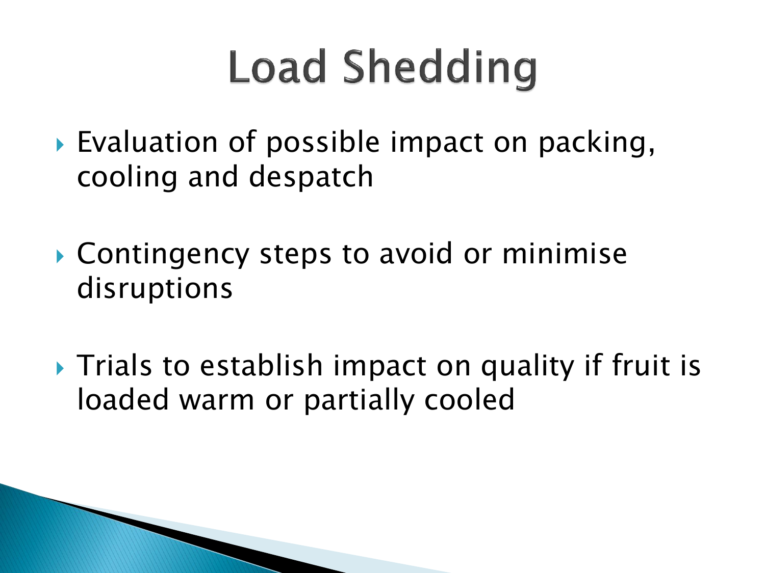# Load Shedding

- Evaluation of possible impact on packing, cooling and despatch
- Contingency steps to avoid or minimise disruptions
- Trials to establish impact on quality if fruit is loaded warm or partially cooled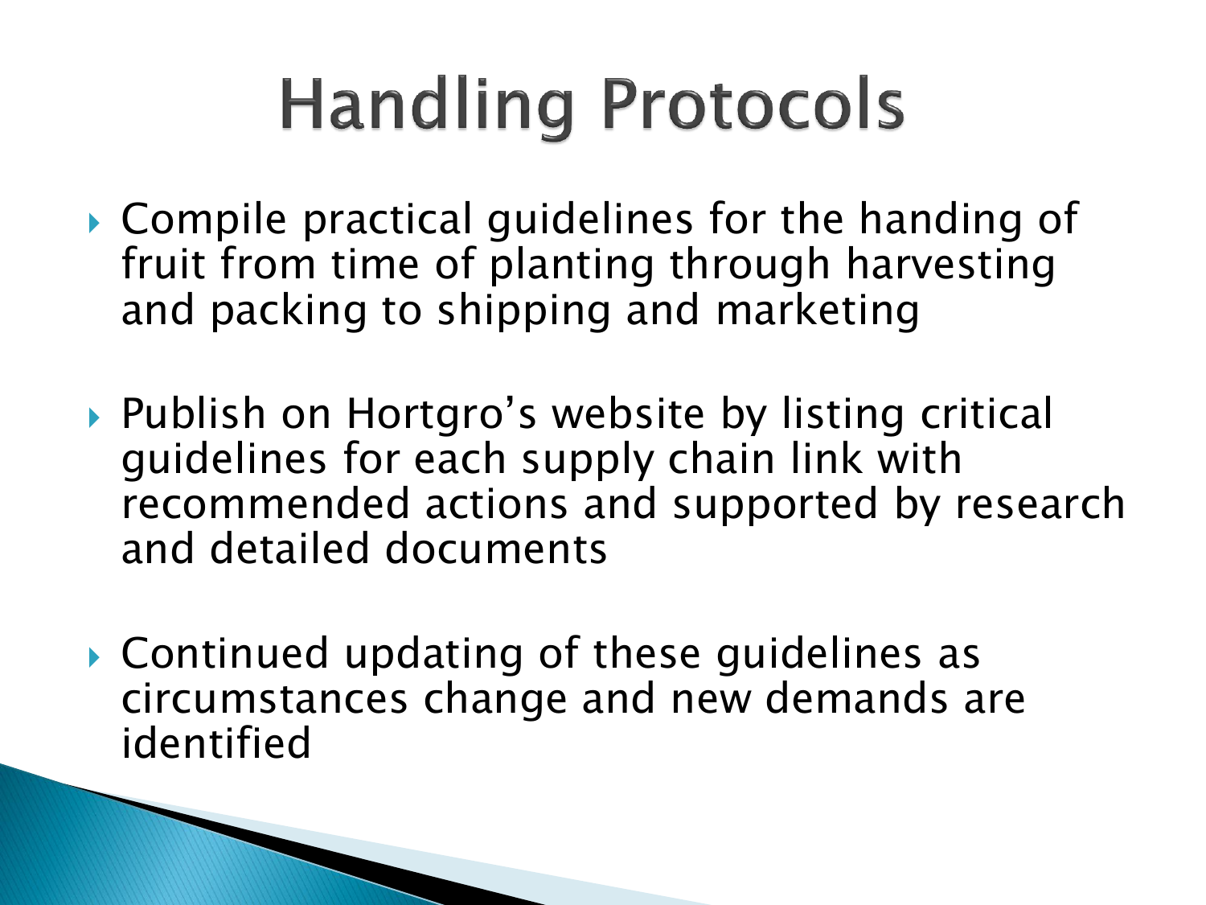# Handling Protocols

- Compile practical guidelines for the handing of fruit from time of planting through harvesting and packing to shipping and marketing
- Publish on Hortgro's website by listing critical guidelines for each supply chain link with recommended actions and supported by research and detailed documents
- Continued updating of these guidelines as circumstances change and new demands are identified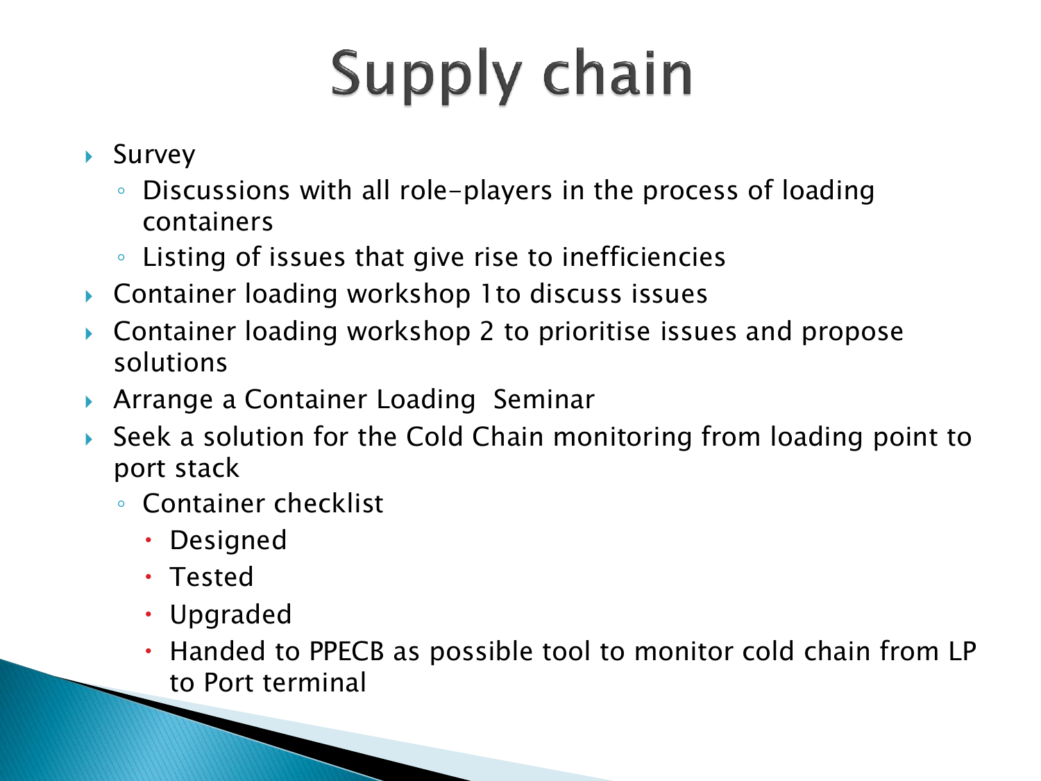# Supply chain

- Survey
  - Discussions with all role-players in the process of loading containers
  - Listing of issues that give rise to inefficiencies
- Container loading workshop 1to discuss issues
- Container loading workshop 2 to prioritise issues and propose solutions
- Arrange a Container Loading  Seminar
- Seek a solution for the Cold Chain monitoring from loading point to port stack
  - Container checklist
    - Designed
    - Tested
    - Upgraded
    - Handed to PPECB as possible tool to monitor cold chain from LP to Port terminal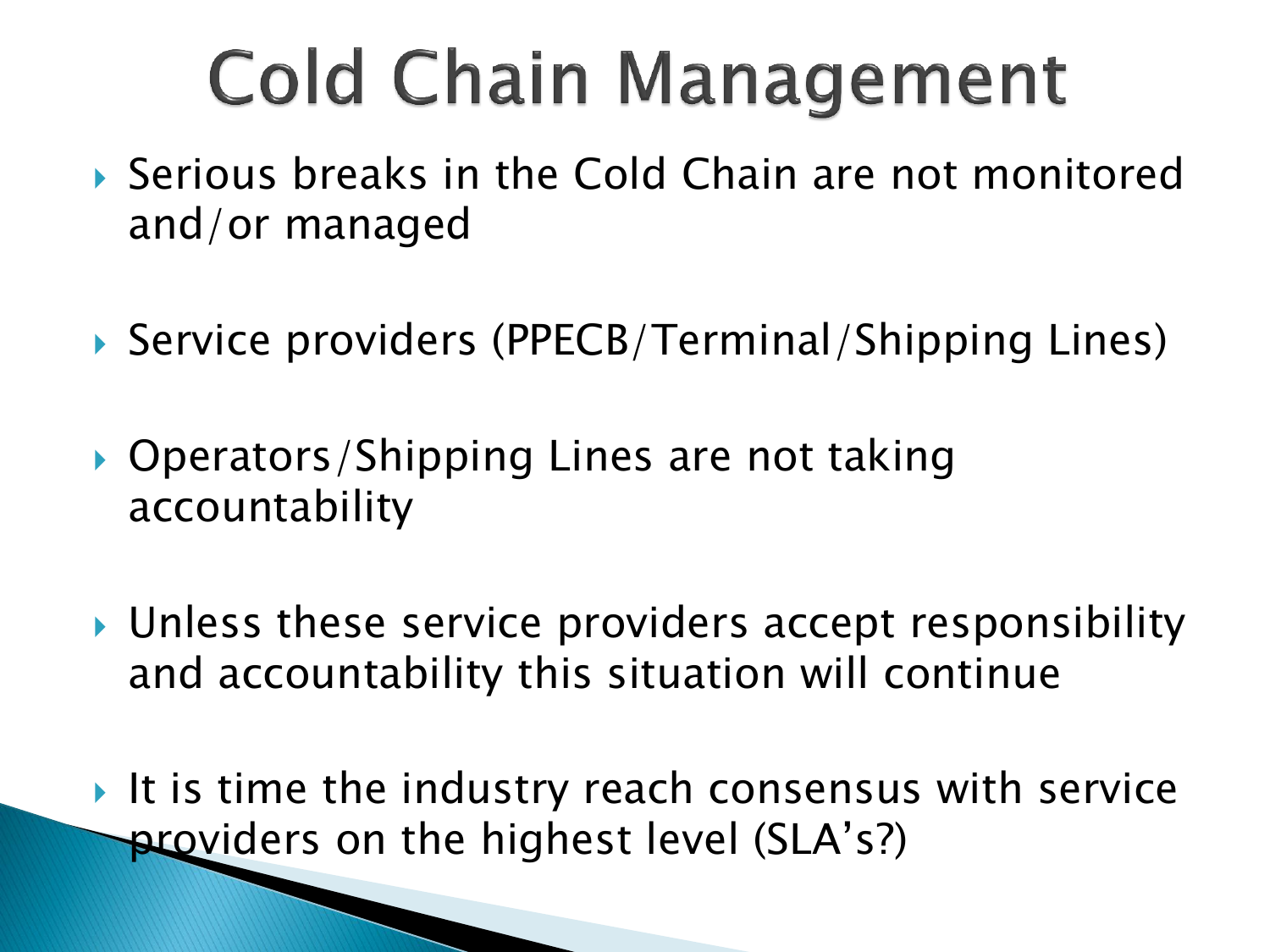# Cold Chain Management

- Serious breaks in the Cold Chain are not monitored and/or managed
- Service providers (PPECB/Terminal/Shipping Lines)
- Operators/Shipping Lines are not taking accountability
- Unless these service providers accept responsibility and accountability this situation will continue
- It is time the industry reach consensus with service providers on the highest level (SLA's?)